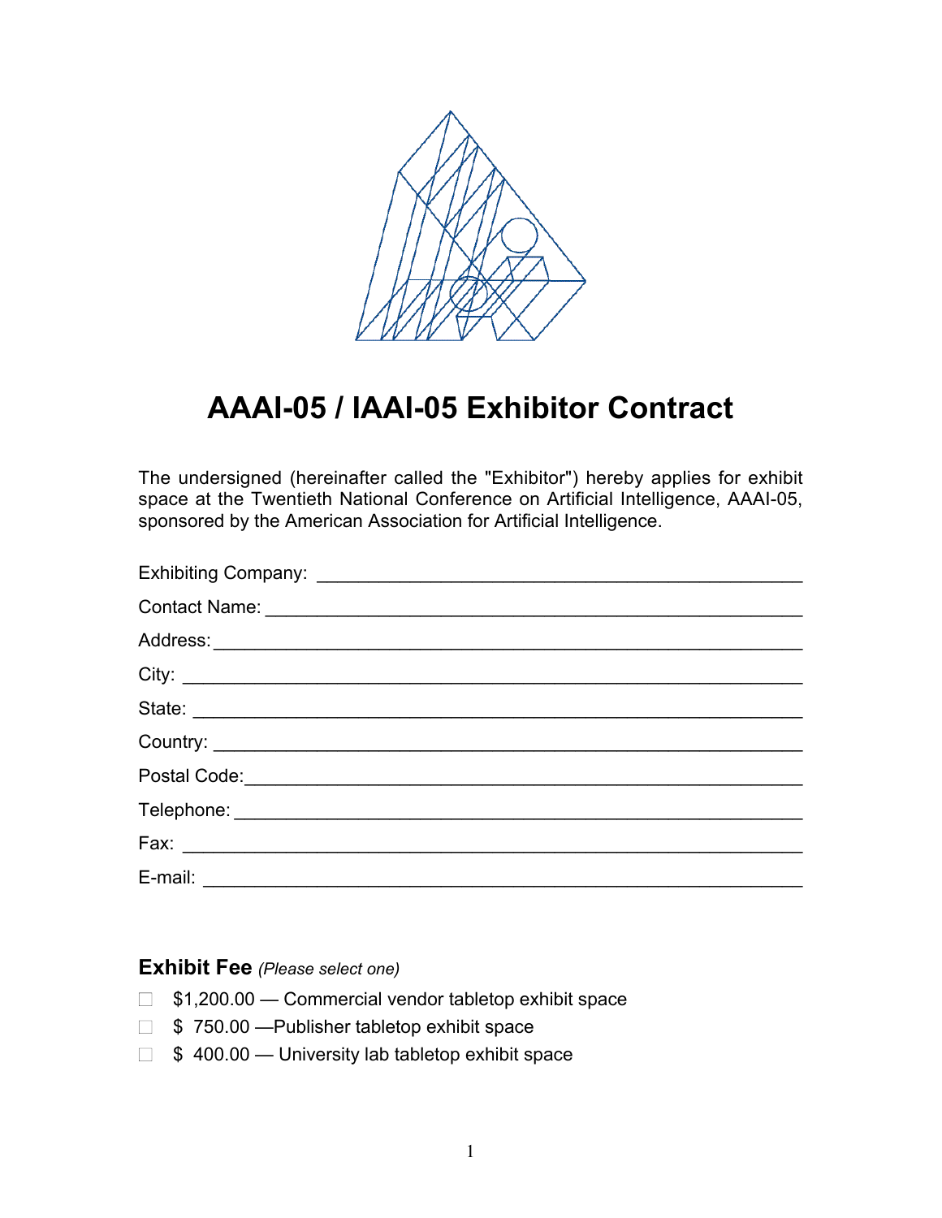# AAAI-05 / IAAI-05 Exhibitor Contract

The undersigned (hereinafter called the "Exhibitor") hereby applies for exhibit space at the Twentieth National Conference on Artificial Intelligence, AAAI-05, sponsored by the American Association for Artificial Intelligence.

Exhibiting Company: ______________________________________________

Contact Name: __________________________________________________

Address:_______________________________________________________

City: __________________________________________________________

State: _________________________________________________________

Country: _______________________________________________________

Postal Code:____________________________________________________

Telephone: _____________________________________________________

Fax: __________________________________________________________

E-mail: ________________________________________________________

## Exhibit Fee *(Please select one)*

- ☐ $1,200.00 — Commercial vendor tabletop exhibit space
- ☐ $ 750.00 —Publisher tabletop exhibit space
- ☐ $ 400.00 — University lab tabletop exhibit space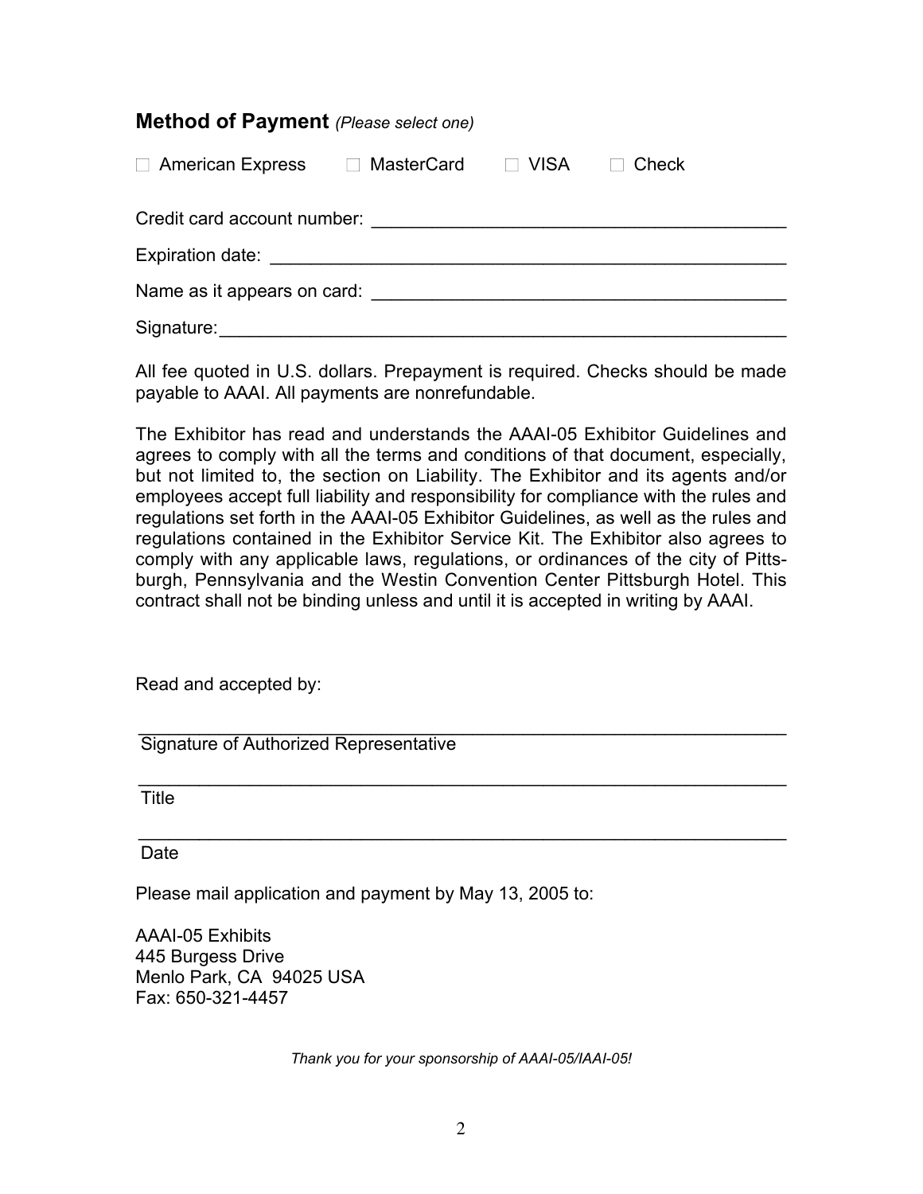## Method of Payment *(Please select one)*

☐ American Express ☐ MasterCard ☐ VISA ☐ Check

Credit card account number: ________________________________________

Expiration date: ________________________________________

Name as it appears on card: ________________________________________

Signature:________________________________________

All fee quoted in U.S. dollars. Prepayment is required. Checks should be made payable to AAAI. All payments are nonrefundable.

The Exhibitor has read and understands the AAAI-05 Exhibitor Guidelines and agrees to comply with all the terms and conditions of that document, especially, but not limited to, the section on Liability. The Exhibitor and its agents and/or employees accept full liability and responsibility for compliance with the rules and regulations set forth in the AAAI-05 Exhibitor Guidelines, as well as the rules and regulations contained in the Exhibitor Service Kit. The Exhibitor also agrees to comply with any applicable laws, regulations, or ordinances of the city of Pittsburgh, Pennsylvania and the Westin Convention Center Pittsburgh Hotel. This contract shall not be binding unless and until it is accepted in writing by AAAI.

Read and accepted by:

________________________________________
Signature of Authorized Representative

________________________________________
Title

________________________________________
Date

Please mail application and payment by May 13, 2005 to:

AAAI-05 Exhibits
445 Burgess Drive
Menlo Park, CA 94025 USA
Fax: 650-321-4457

*Thank you for your sponsorship of AAAI-05/IAAI-05!*